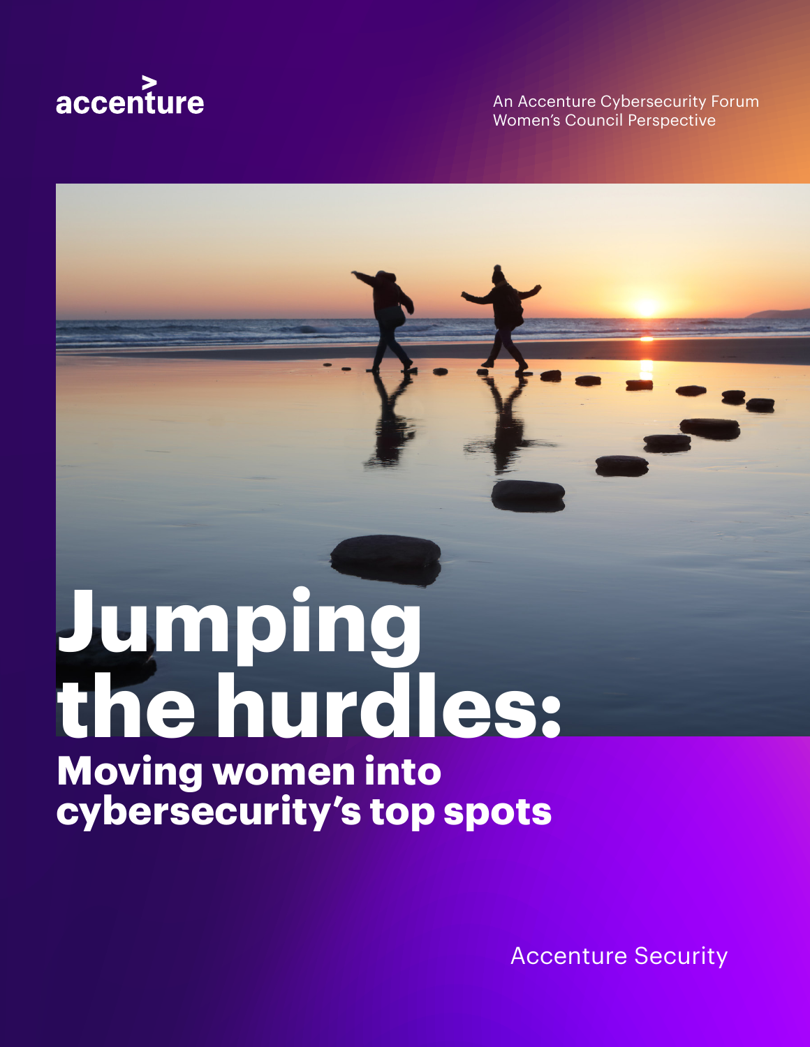accenture

An Accenture Cybersecurity Forum
Women's Council Perspective

# Jumping the hurdles:

## Moving women into cybersecurity's top spots

Accenture Security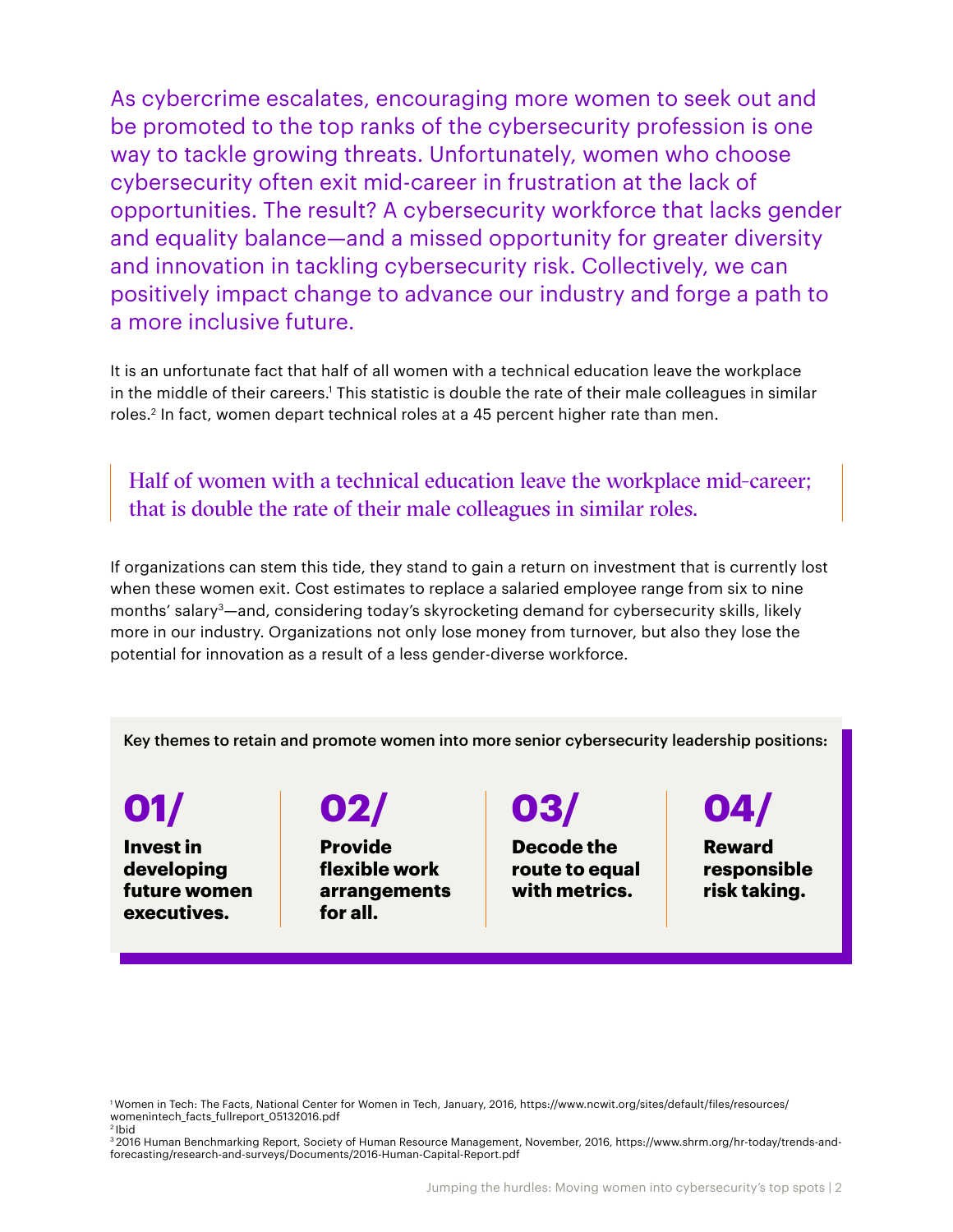As cybercrime escalates, encouraging more women to seek out and be promoted to the top ranks of the cybersecurity profession is one way to tackle growing threats. Unfortunately, women who choose cybersecurity often exit mid-career in frustration at the lack of opportunities. The result? A cybersecurity workforce that lacks gender and equality balance—and a missed opportunity for greater diversity and innovation in tackling cybersecurity risk. Collectively, we can positively impact change to advance our industry and forge a path to a more inclusive future.

It is an unfortunate fact that half of all women with a technical education leave the workplace in the middle of their careers.[1] This statistic is double the rate of their male colleagues in similar roles.[2] In fact, women depart technical roles at a 45 percent higher rate than men.

> Half of women with a technical education leave the workplace mid-career; that is double the rate of their male colleagues in similar roles.

If organizations can stem this tide, they stand to gain a return on investment that is currently lost when these women exit. Cost estimates to replace a salaried employee range from six to nine months' salary[3]—and, considering today's skyrocketing demand for cybersecurity skills, likely more in our industry. Organizations not only lose money from turnover, but also they lose the potential for innovation as a result of a less gender-diverse workforce.

Key themes to retain and promote women into more senior cybersecurity leadership positions:

**01/** **Invest in developing future women executives.**

**02/** **Provide flexible work arrangements for all.**

**03/** **Decode the route to equal with metrics.**

**04/** **Reward responsible risk taking.**

[1] Women in Tech: The Facts, National Center for Women in Tech, January, 2016, https://www.ncwit.org/sites/default/files/resources/womenintech_facts_fullreport_05132016.pdf

[2] Ibid

[3] 2016 Human Benchmarking Report, Society of Human Resource Management, November, 2016, https://www.shrm.org/hr-today/trends-and-forecasting/research-and-surveys/Documents/2016-Human-Capital-Report.pdf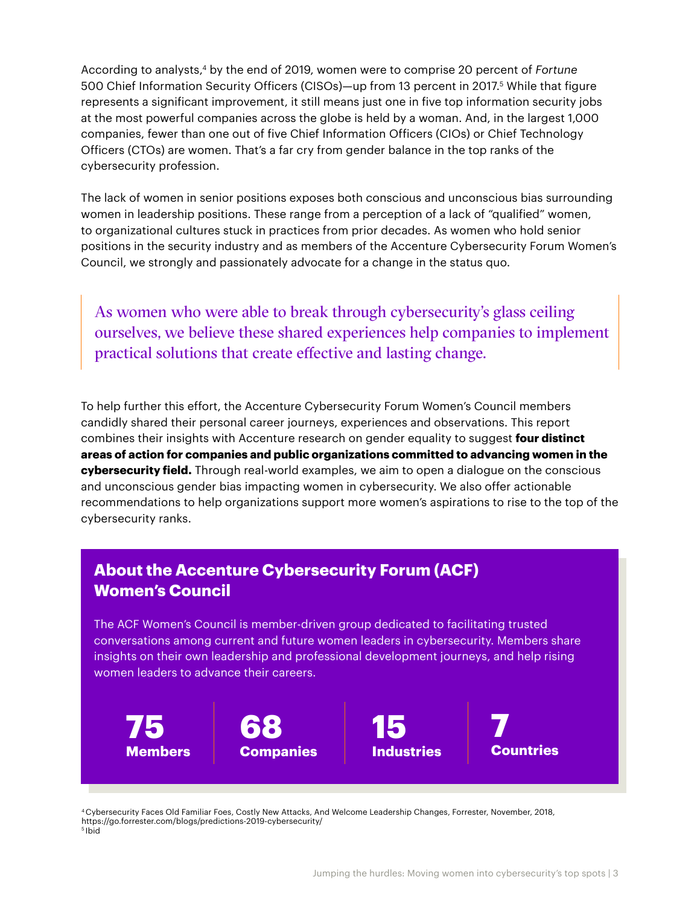According to analysts,[4] by the end of 2019, women were to comprise 20 percent of *Fortune* 500 Chief Information Security Officers (CISOs)—up from 13 percent in 2017.[5] While that figure represents a significant improvement, it still means just one in five top information security jobs at the most powerful companies across the globe is held by a woman. And, in the largest 1,000 companies, fewer than one out of five Chief Information Officers (CIOs) or Chief Technology Officers (CTOs) are women. That's a far cry from gender balance in the top ranks of the cybersecurity profession.

The lack of women in senior positions exposes both conscious and unconscious bias surrounding women in leadership positions. These range from a perception of a lack of "qualified" women, to organizational cultures stuck in practices from prior decades. As women who hold senior positions in the security industry and as members of the Accenture Cybersecurity Forum Women's Council, we strongly and passionately advocate for a change in the status quo.

> As women who were able to break through cybersecurity's glass ceiling ourselves, we believe these shared experiences help companies to implement practical solutions that create effective and lasting change.

To help further this effort, the Accenture Cybersecurity Forum Women's Council members candidly shared their personal career journeys, experiences and observations. This report combines their insights with Accenture research on gender equality to suggest **four distinct areas of action for companies and public organizations committed to advancing women in the cybersecurity field.** Through real-world examples, we aim to open a dialogue on the conscious and unconscious gender bias impacting women in cybersecurity. We also offer actionable recommendations to help organizations support more women's aspirations to rise to the top of the cybersecurity ranks.

## About the Accenture Cybersecurity Forum (ACF) Women's Council

The ACF Women's Council is member-driven group dedicated to facilitating trusted conversations among current and future women leaders in cybersecurity. Members share insights on their own leadership and professional development journeys, and help rising women leaders to advance their careers.

**75** **Members**

**68** **Companies**

**15** **Industries**

**7** **Countries**

[4] Cybersecurity Faces Old Familiar Foes, Costly New Attacks, And Welcome Leadership Changes, Forrester, November, 2018, https://go.forrester.com/blogs/predictions-2019-cybersecurity/
[5] Ibid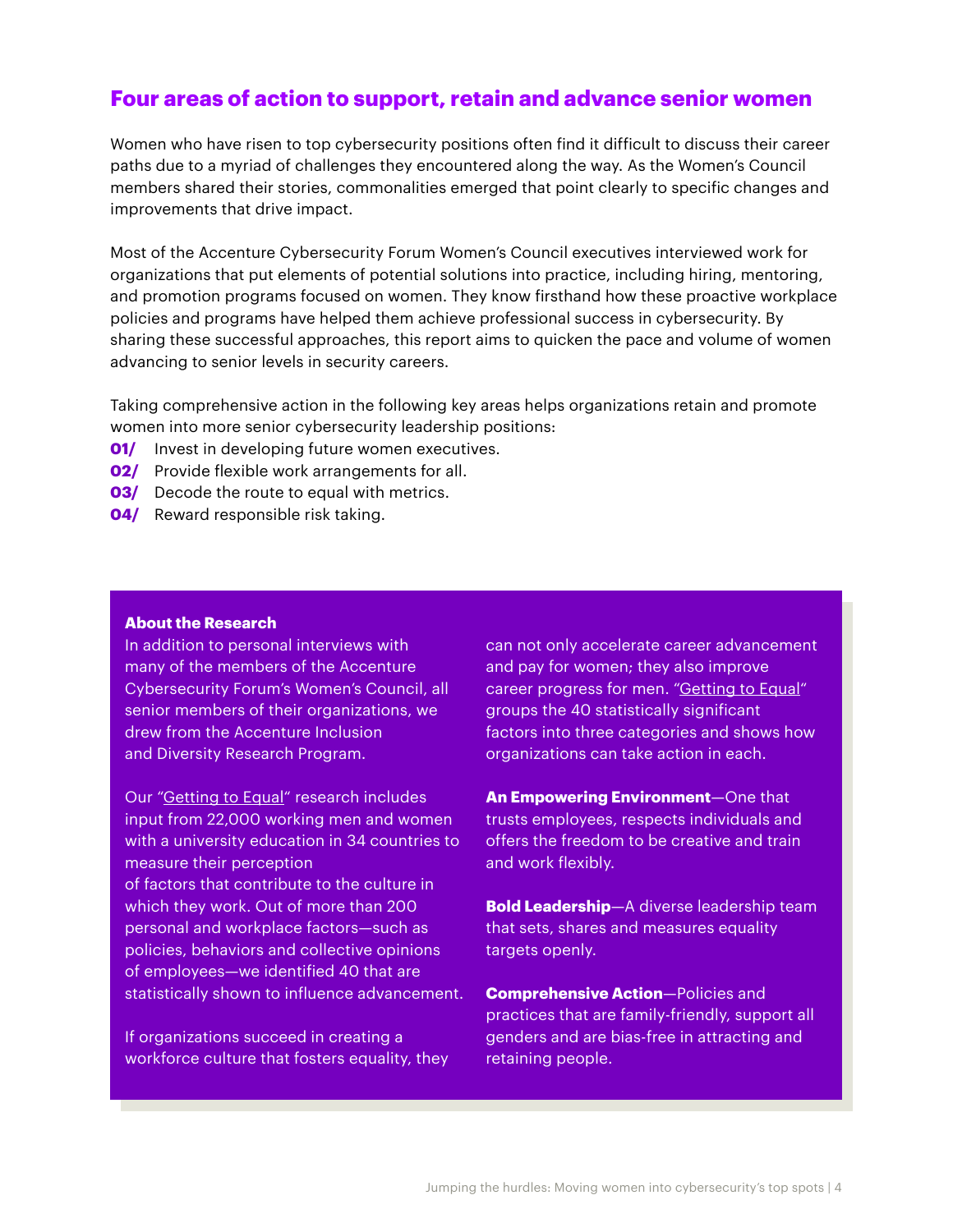## Four areas of action to support, retain and advance senior women

Women who have risen to top cybersecurity positions often find it difficult to discuss their career paths due to a myriad of challenges they encountered along the way. As the Women's Council members shared their stories, commonalities emerged that point clearly to specific changes and improvements that drive impact.

Most of the Accenture Cybersecurity Forum Women's Council executives interviewed work for organizations that put elements of potential solutions into practice, including hiring, mentoring, and promotion programs focused on women. They know firsthand how these proactive workplace policies and programs have helped them achieve professional success in cybersecurity. By sharing these successful approaches, this report aims to quicken the pace and volume of women advancing to senior levels in security careers.

Taking comprehensive action in the following key areas helps organizations retain and promote women into more senior cybersecurity leadership positions:

**01/** Invest in developing future women executives.
**02/** Provide flexible work arrangements for all.
**03/** Decode the route to equal with metrics.
**04/** Reward responsible risk taking.

**About the Research**

In addition to personal interviews with many of the members of the Accenture Cybersecurity Forum's Women's Council, all senior members of their organizations, we drew from the Accenture Inclusion and Diversity Research Program.

Our "Getting to Equal" research includes input from 22,000 working men and women with a university education in 34 countries to measure their perception of factors that contribute to the culture in which they work. Out of more than 200 personal and workplace factors—such as policies, behaviors and collective opinions of employees—we identified 40 that are statistically shown to influence advancement.

If organizations succeed in creating a workforce culture that fosters equality, they can not only accelerate career advancement and pay for women; they also improve career progress for men. "Getting to Equal" groups the 40 statistically significant factors into three categories and shows how organizations can take action in each.

**An Empowering Environment**—One that trusts employees, respects individuals and offers the freedom to be creative and train and work flexibly.

**Bold Leadership**—A diverse leadership team that sets, shares and measures equality targets openly.

**Comprehensive Action**—Policies and practices that are family-friendly, support all genders and are bias-free in attracting and retaining people.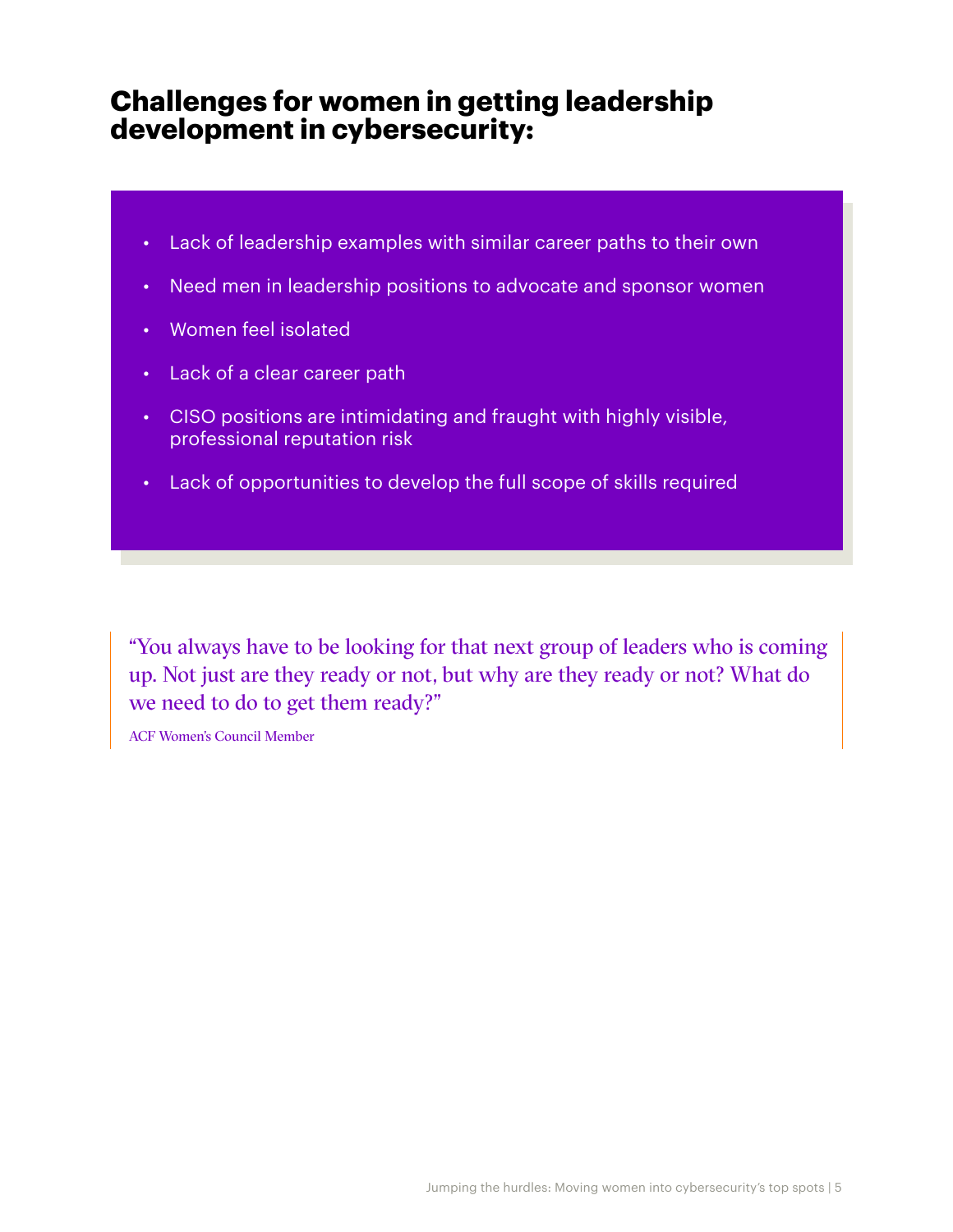## Challenges for women in getting leadership development in cybersecurity:

- Lack of leadership examples with similar career paths to their own
- Need men in leadership positions to advocate and sponsor women
- Women feel isolated
- Lack of a clear career path
- CISO positions are intimidating and fraught with highly visible, professional reputation risk
- Lack of opportunities to develop the full scope of skills required

> "You always have to be looking for that next group of leaders who is coming up. Not just are they ready or not, but why are they ready or not? What do we need to do to get them ready?"
>
> ACF Women's Council Member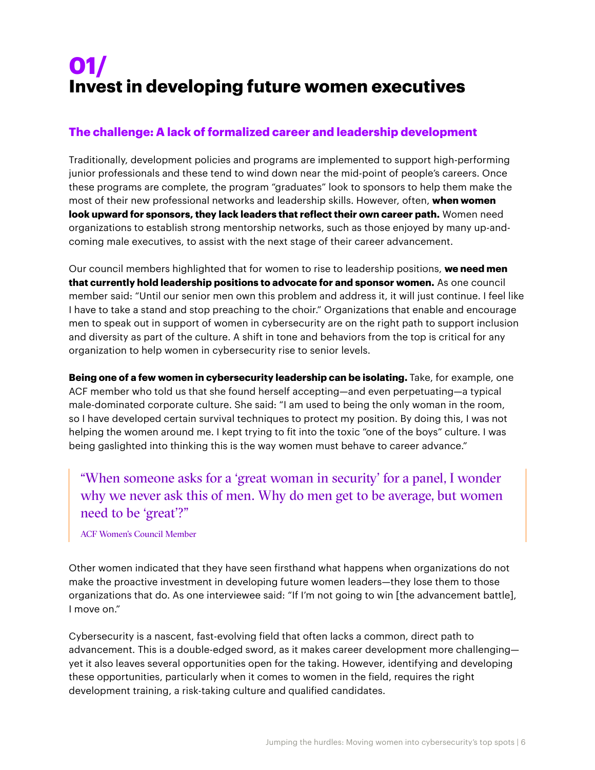# 01/ Invest in developing future women executives

## The challenge: A lack of formalized career and leadership development

Traditionally, development policies and programs are implemented to support high-performing junior professionals and these tend to wind down near the mid-point of people's careers. Once these programs are complete, the program "graduates" look to sponsors to help them make the most of their new professional networks and leadership skills. However, often, **when women look upward for sponsors, they lack leaders that reflect their own career path.** Women need organizations to establish strong mentorship networks, such as those enjoyed by many up-and-coming male executives, to assist with the next stage of their career advancement.

Our council members highlighted that for women to rise to leadership positions, **we need men that currently hold leadership positions to advocate for and sponsor women.** As one council member said: "Until our senior men own this problem and address it, it will just continue. I feel like I have to take a stand and stop preaching to the choir." Organizations that enable and encourage men to speak out in support of women in cybersecurity are on the right path to support inclusion and diversity as part of the culture. A shift in tone and behaviors from the top is critical for any organization to help women in cybersecurity rise to senior levels.

**Being one of a few women in cybersecurity leadership can be isolating.** Take, for example, one ACF member who told us that she found herself accepting—and even perpetuating—a typical male-dominated corporate culture. She said: "I am used to being the only woman in the room, so I have developed certain survival techniques to protect my position. By doing this, I was not helping the women around me. I kept trying to fit into the toxic "one of the boys" culture. I was being gaslighted into thinking this is the way women must behave to career advance."

> "When someone asks for a 'great woman in security' for a panel, I wonder why we never ask this of men. Why do men get to be average, but women need to be 'great'?"
>
> ACF Women's Council Member

Other women indicated that they have seen firsthand what happens when organizations do not make the proactive investment in developing future women leaders—they lose them to those organizations that do. As one interviewee said: "If I'm not going to win [the advancement battle], I move on."

Cybersecurity is a nascent, fast-evolving field that often lacks a common, direct path to advancement. This is a double-edged sword, as it makes career development more challenging—yet it also leaves several opportunities open for the taking. However, identifying and developing these opportunities, particularly when it comes to women in the field, requires the right development training, a risk-taking culture and qualified candidates.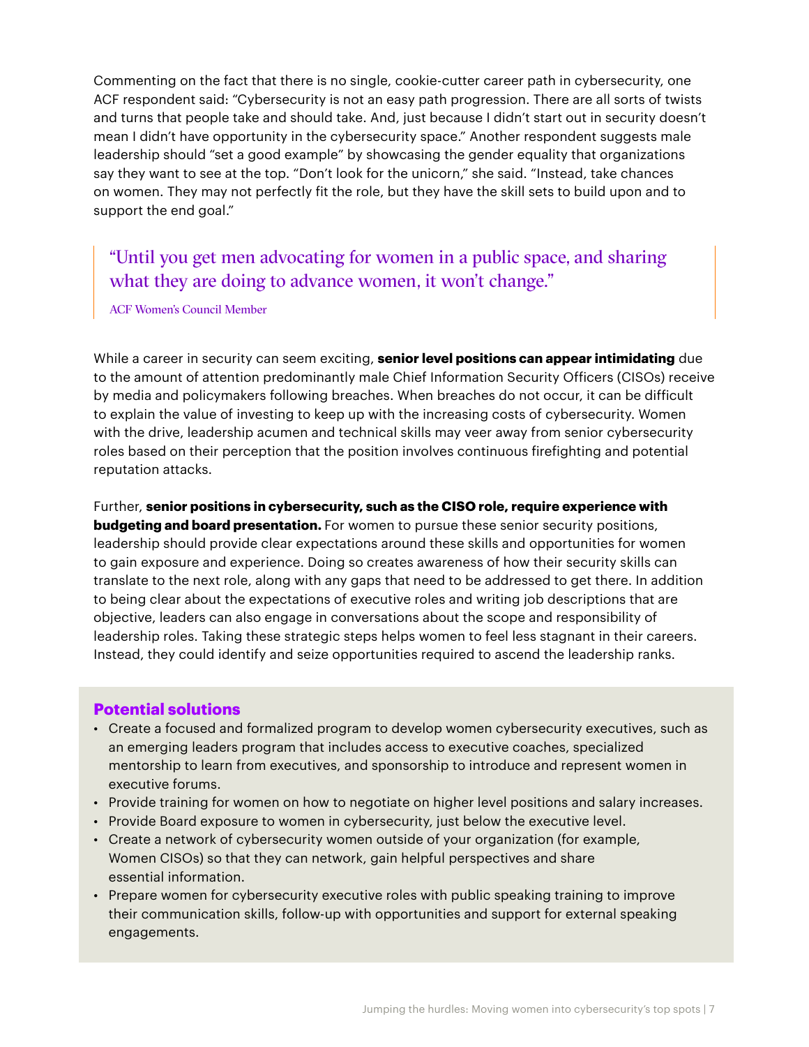Commenting on the fact that there is no single, cookie-cutter career path in cybersecurity, one ACF respondent said: "Cybersecurity is not an easy path progression. There are all sorts of twists and turns that people take and should take. And, just because I didn't start out in security doesn't mean I didn't have opportunity in the cybersecurity space." Another respondent suggests male leadership should "set a good example" by showcasing the gender equality that organizations say they want to see at the top. "Don't look for the unicorn," she said. "Instead, take chances on women. They may not perfectly fit the role, but they have the skill sets to build upon and to support the end goal."

> "Until you get men advocating for women in a public space, and sharing what they are doing to advance women, it won't change."
>
> ACF Women's Council Member

While a career in security can seem exciting, **senior level positions can appear intimidating** due to the amount of attention predominantly male Chief Information Security Officers (CISOs) receive by media and policymakers following breaches. When breaches do not occur, it can be difficult to explain the value of investing to keep up with the increasing costs of cybersecurity. Women with the drive, leadership acumen and technical skills may veer away from senior cybersecurity roles based on their perception that the position involves continuous firefighting and potential reputation attacks.

Further, **senior positions in cybersecurity, such as the CISO role, require experience with budgeting and board presentation.** For women to pursue these senior security positions, leadership should provide clear expectations around these skills and opportunities for women to gain exposure and experience. Doing so creates awareness of how their security skills can translate to the next role, along with any gaps that need to be addressed to get there. In addition to being clear about the expectations of executive roles and writing job descriptions that are objective, leaders can also engage in conversations about the scope and responsibility of leadership roles. Taking these strategic steps helps women to feel less stagnant in their careers. Instead, they could identify and seize opportunities required to ascend the leadership ranks.

### Potential solutions

- Create a focused and formalized program to develop women cybersecurity executives, such as an emerging leaders program that includes access to executive coaches, specialized mentorship to learn from executives, and sponsorship to introduce and represent women in executive forums.
- Provide training for women on how to negotiate on higher level positions and salary increases.
- Provide Board exposure to women in cybersecurity, just below the executive level.
- Create a network of cybersecurity women outside of your organization (for example, Women CISOs) so that they can network, gain helpful perspectives and share essential information.
- Prepare women for cybersecurity executive roles with public speaking training to improve their communication skills, follow-up with opportunities and support for external speaking engagements.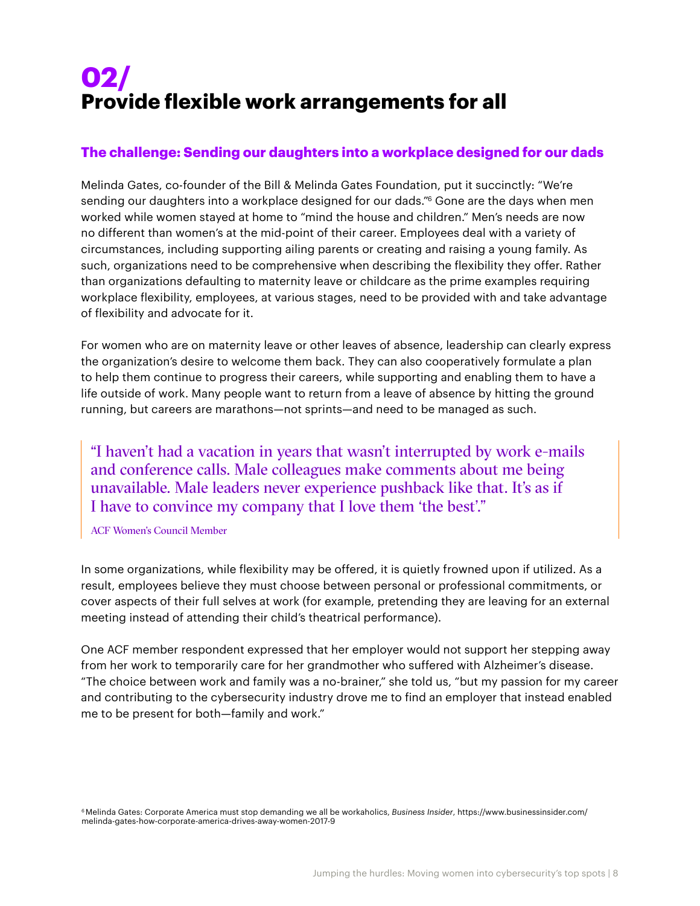# 02/ Provide flexible work arrangements for all

## The challenge: Sending our daughters into a workplace designed for our dads

Melinda Gates, co-founder of the Bill & Melinda Gates Foundation, put it succinctly: "We're sending our daughters into a workplace designed for our dads."[6] Gone are the days when men worked while women stayed at home to "mind the house and children." Men's needs are now no different than women's at the mid-point of their career. Employees deal with a variety of circumstances, including supporting ailing parents or creating and raising a young family. As such, organizations need to be comprehensive when describing the flexibility they offer. Rather than organizations defaulting to maternity leave or childcare as the prime examples requiring workplace flexibility, employees, at various stages, need to be provided with and take advantage of flexibility and advocate for it.

For women who are on maternity leave or other leaves of absence, leadership can clearly express the organization's desire to welcome them back. They can also cooperatively formulate a plan to help them continue to progress their careers, while supporting and enabling them to have a life outside of work. Many people want to return from a leave of absence by hitting the ground running, but careers are marathons—not sprints—and need to be managed as such.

> "I haven't had a vacation in years that wasn't interrupted by work e-mails and conference calls. Male colleagues make comments about me being unavailable. Male leaders never experience pushback like that. It's as if I have to convince my company that I love them 'the best'."
>
> ACF Women's Council Member

In some organizations, while flexibility may be offered, it is quietly frowned upon if utilized. As a result, employees believe they must choose between personal or professional commitments, or cover aspects of their full selves at work (for example, pretending they are leaving for an external meeting instead of attending their child's theatrical performance).

One ACF member respondent expressed that her employer would not support her stepping away from her work to temporarily care for her grandmother who suffered with Alzheimer's disease. "The choice between work and family was a no-brainer," she told us, "but my passion for my career and contributing to the cybersecurity industry drove me to find an employer that instead enabled me to be present for both—family and work."

[6] Melinda Gates: Corporate America must stop demanding we all be workaholics, *Business Insider*, https://www.businessinsider.com/melinda-gates-how-corporate-america-drives-away-women-2017-9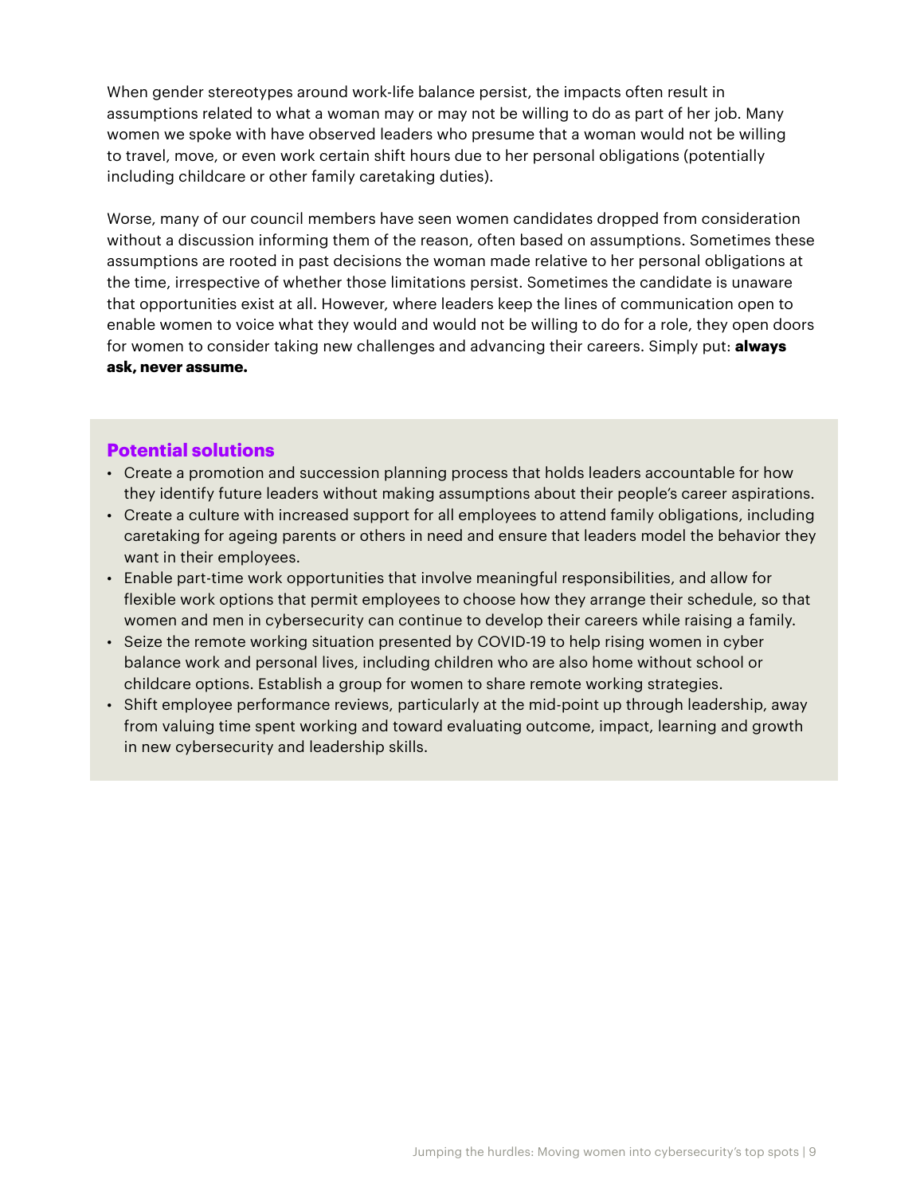When gender stereotypes around work-life balance persist, the impacts often result in assumptions related to what a woman may or may not be willing to do as part of her job. Many women we spoke with have observed leaders who presume that a woman would not be willing to travel, move, or even work certain shift hours due to her personal obligations (potentially including childcare or other family caretaking duties).

Worse, many of our council members have seen women candidates dropped from consideration without a discussion informing them of the reason, often based on assumptions. Sometimes these assumptions are rooted in past decisions the woman made relative to her personal obligations at the time, irrespective of whether those limitations persist. Sometimes the candidate is unaware that opportunities exist at all. However, where leaders keep the lines of communication open to enable women to voice what they would and would not be willing to do for a role, they open doors for women to consider taking new challenges and advancing their careers. Simply put: **always ask, never assume.**

### Potential solutions

- Create a promotion and succession planning process that holds leaders accountable for how they identify future leaders without making assumptions about their people's career aspirations.
- Create a culture with increased support for all employees to attend family obligations, including caretaking for ageing parents or others in need and ensure that leaders model the behavior they want in their employees.
- Enable part-time work opportunities that involve meaningful responsibilities, and allow for flexible work options that permit employees to choose how they arrange their schedule, so that women and men in cybersecurity can continue to develop their careers while raising a family.
- Seize the remote working situation presented by COVID-19 to help rising women in cyber balance work and personal lives, including children who are also home without school or childcare options. Establish a group for women to share remote working strategies.
- Shift employee performance reviews, particularly at the mid-point up through leadership, away from valuing time spent working and toward evaluating outcome, impact, learning and growth in new cybersecurity and leadership skills.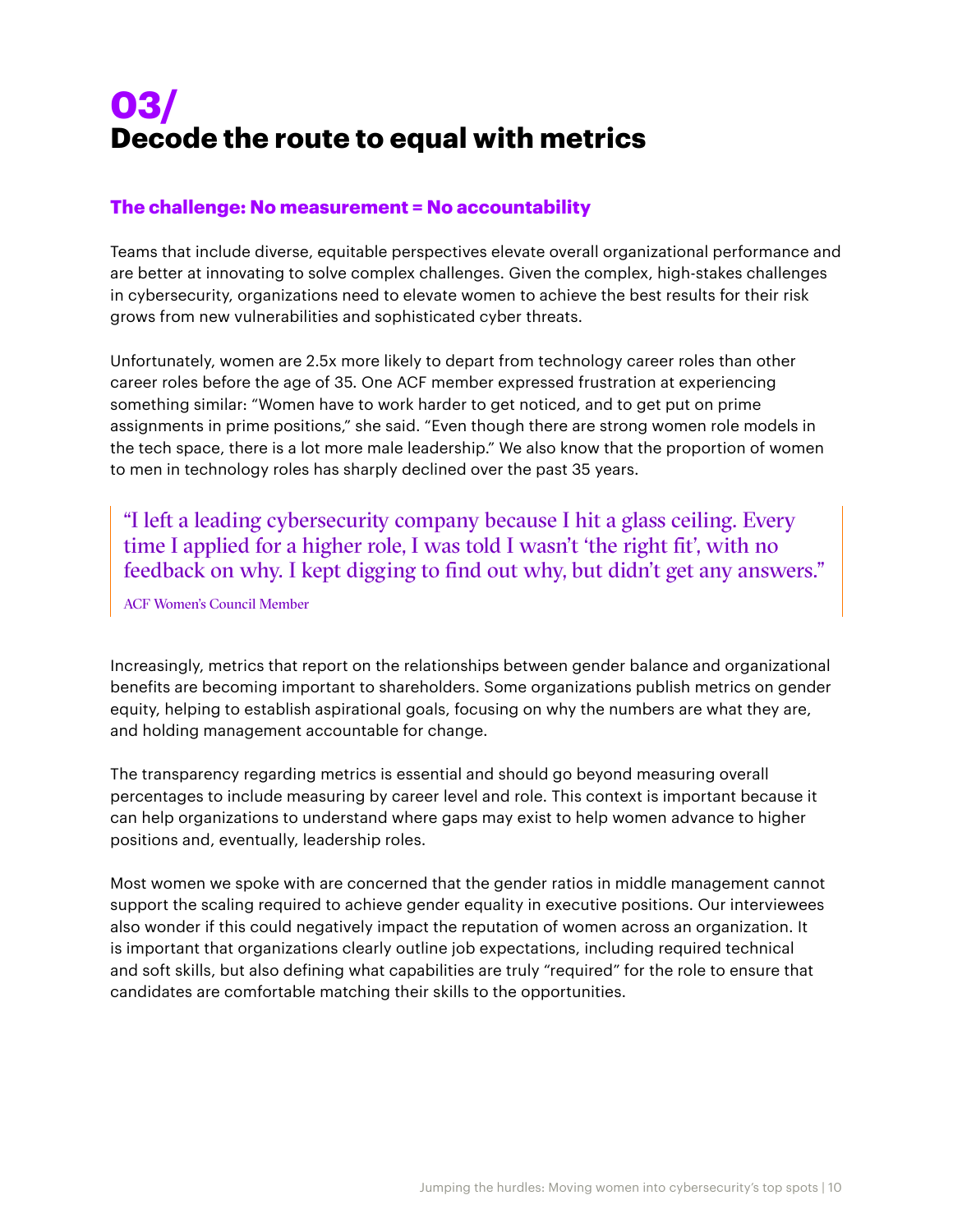# 03/
# Decode the route to equal with metrics

## The challenge: No measurement = No accountability

Teams that include diverse, equitable perspectives elevate overall organizational performance and are better at innovating to solve complex challenges. Given the complex, high-stakes challenges in cybersecurity, organizations need to elevate women to achieve the best results for their risk grows from new vulnerabilities and sophisticated cyber threats.

Unfortunately, women are 2.5x more likely to depart from technology career roles than other career roles before the age of 35. One ACF member expressed frustration at experiencing something similar: "Women have to work harder to get noticed, and to get put on prime assignments in prime positions," she said. "Even though there are strong women role models in the tech space, there is a lot more male leadership." We also know that the proportion of women to men in technology roles has sharply declined over the past 35 years.

> "I left a leading cybersecurity company because I hit a glass ceiling. Every time I applied for a higher role, I was told I wasn't 'the right fit', with no feedback on why. I kept digging to find out why, but didn't get any answers."
>
> ACF Women's Council Member

Increasingly, metrics that report on the relationships between gender balance and organizational benefits are becoming important to shareholders. Some organizations publish metrics on gender equity, helping to establish aspirational goals, focusing on why the numbers are what they are, and holding management accountable for change.

The transparency regarding metrics is essential and should go beyond measuring overall percentages to include measuring by career level and role. This context is important because it can help organizations to understand where gaps may exist to help women advance to higher positions and, eventually, leadership roles.

Most women we spoke with are concerned that the gender ratios in middle management cannot support the scaling required to achieve gender equality in executive positions. Our interviewees also wonder if this could negatively impact the reputation of women across an organization. It is important that organizations clearly outline job expectations, including required technical and soft skills, but also defining what capabilities are truly "required" for the role to ensure that candidates are comfortable matching their skills to the opportunities.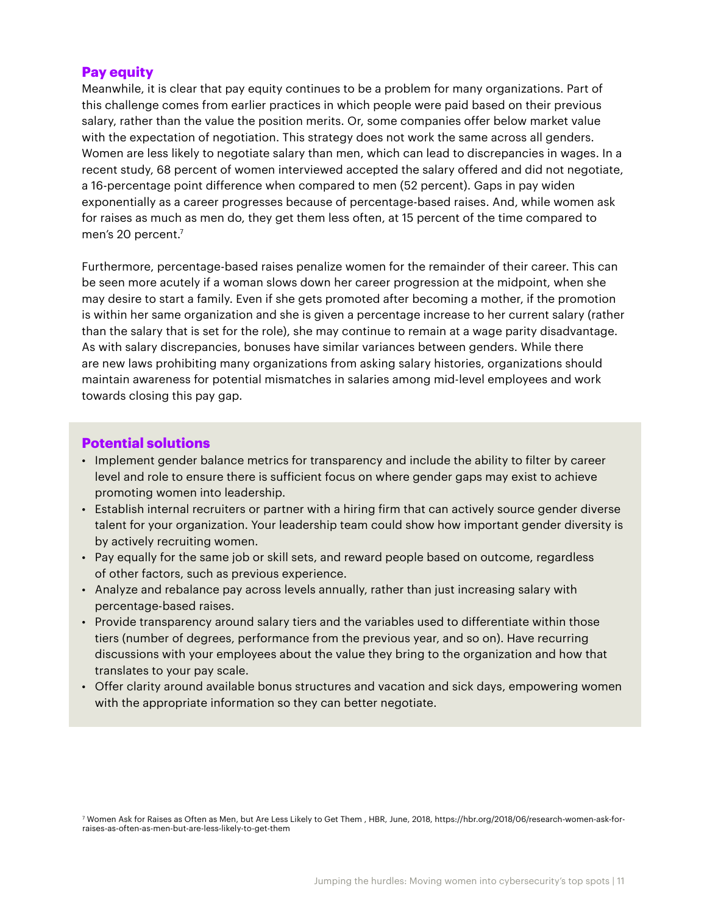## Pay equity

Meanwhile, it is clear that pay equity continues to be a problem for many organizations. Part of this challenge comes from earlier practices in which people were paid based on their previous salary, rather than the value the position merits. Or, some companies offer below market value with the expectation of negotiation. This strategy does not work the same across all genders. Women are less likely to negotiate salary than men, which can lead to discrepancies in wages. In a recent study, 68 percent of women interviewed accepted the salary offered and did not negotiate, a 16-percentage point difference when compared to men (52 percent). Gaps in pay widen exponentially as a career progresses because of percentage-based raises. And, while women ask for raises as much as men do, they get them less often, at 15 percent of the time compared to men's 20 percent.[7]

Furthermore, percentage-based raises penalize women for the remainder of their career. This can be seen more acutely if a woman slows down her career progression at the midpoint, when she may desire to start a family. Even if she gets promoted after becoming a mother, if the promotion is within her same organization and she is given a percentage increase to her current salary (rather than the salary that is set for the role), she may continue to remain at a wage parity disadvantage. As with salary discrepancies, bonuses have similar variances between genders. While there are new laws prohibiting many organizations from asking salary histories, organizations should maintain awareness for potential mismatches in salaries among mid-level employees and work towards closing this pay gap.

### Potential solutions

- Implement gender balance metrics for transparency and include the ability to filter by career level and role to ensure there is sufficient focus on where gender gaps may exist to achieve promoting women into leadership.
- Establish internal recruiters or partner with a hiring firm that can actively source gender diverse talent for your organization. Your leadership team could show how important gender diversity is by actively recruiting women.
- Pay equally for the same job or skill sets, and reward people based on outcome, regardless of other factors, such as previous experience.
- Analyze and rebalance pay across levels annually, rather than just increasing salary with percentage-based raises.
- Provide transparency around salary tiers and the variables used to differentiate within those tiers (number of degrees, performance from the previous year, and so on). Have recurring discussions with your employees about the value they bring to the organization and how that translates to your pay scale.
- Offer clarity around available bonus structures and vacation and sick days, empowering women with the appropriate information so they can better negotiate.

[7] Women Ask for Raises as Often as Men, but Are Less Likely to Get Them , HBR, June, 2018, https://hbr.org/2018/06/research-women-ask-for-raises-as-often-as-men-but-are-less-likely-to-get-them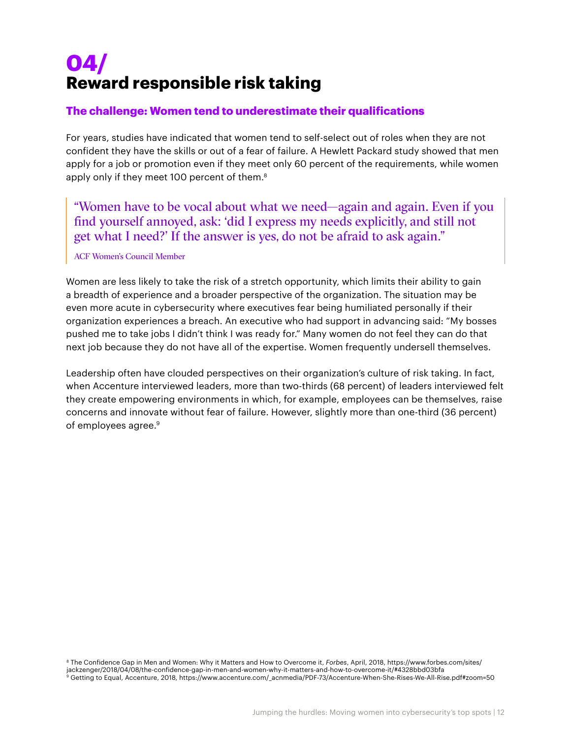# 04/ Reward responsible risk taking

## The challenge: Women tend to underestimate their qualifications

For years, studies have indicated that women tend to self-select out of roles when they are not confident they have the skills or out of a fear of failure. A Hewlett Packard study showed that men apply for a job or promotion even if they meet only 60 percent of the requirements, while women apply only if they meet 100 percent of them.[8]

> "Women have to be vocal about what we need—again and again. Even if you find yourself annoyed, ask: 'did I express my needs explicitly, and still not get what I need?' If the answer is yes, do not be afraid to ask again."
>
> ACF Women's Council Member

Women are less likely to take the risk of a stretch opportunity, which limits their ability to gain a breadth of experience and a broader perspective of the organization. The situation may be even more acute in cybersecurity where executives fear being humiliated personally if their organization experiences a breach. An executive who had support in advancing said: "My bosses pushed me to take jobs I didn't think I was ready for." Many women do not feel they can do that next job because they do not have all of the expertise. Women frequently undersell themselves.

Leadership often have clouded perspectives on their organization's culture of risk taking. In fact, when Accenture interviewed leaders, more than two-thirds (68 percent) of leaders interviewed felt they create empowering environments in which, for example, employees can be themselves, raise concerns and innovate without fear of failure. However, slightly more than one-third (36 percent) of employees agree.[9]

[8] The Confidence Gap in Men and Women: Why it Matters and How to Overcome it, *Forbes*, April, 2018, https://www.forbes.com/sites/jackzenger/2018/04/08/the-confidence-gap-in-men-and-women-why-it-matters-and-how-to-overcome-it/#4328bbd03bfa

[9] Getting to Equal, Accenture, 2018, https://www.accenture.com/_acnmedia/PDF-73/Accenture-When-She-Rises-We-All-Rise.pdf#zoom=50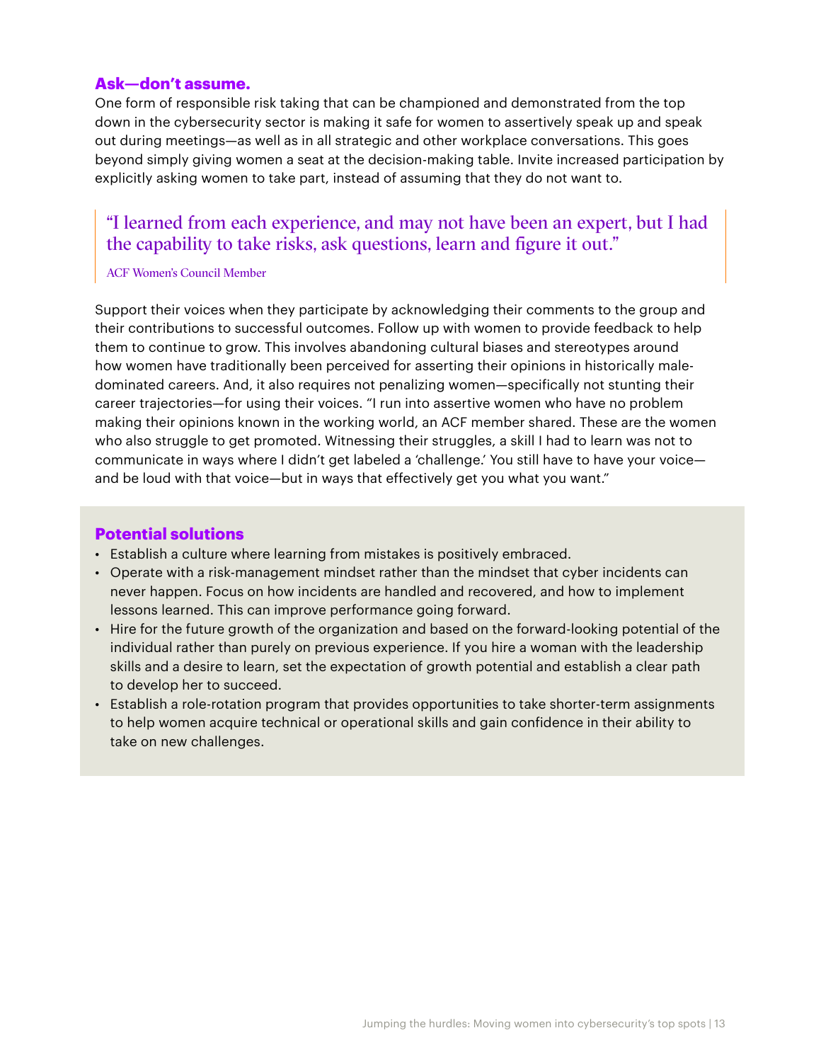### Ask—don't assume.

One form of responsible risk taking that can be championed and demonstrated from the top down in the cybersecurity sector is making it safe for women to assertively speak up and speak out during meetings—as well as in all strategic and other workplace conversations. This goes beyond simply giving women a seat at the decision-making table. Invite increased participation by explicitly asking women to take part, instead of assuming that they do not want to.

> "I learned from each experience, and may not have been an expert, but I had the capability to take risks, ask questions, learn and figure it out."
>
> ACF Women's Council Member

Support their voices when they participate by acknowledging their comments to the group and their contributions to successful outcomes. Follow up with women to provide feedback to help them to continue to grow. This involves abandoning cultural biases and stereotypes around how women have traditionally been perceived for asserting their opinions in historically male-dominated careers. And, it also requires not penalizing women—specifically not stunting their career trajectories—for using their voices. "I run into assertive women who have no problem making their opinions known in the working world, an ACF member shared. These are the women who also struggle to get promoted. Witnessing their struggles, a skill I had to learn was not to communicate in ways where I didn't get labeled a 'challenge.' You still have to have your voice—and be loud with that voice—but in ways that effectively get you what you want."

### Potential solutions

- Establish a culture where learning from mistakes is positively embraced.
- Operate with a risk-management mindset rather than the mindset that cyber incidents can never happen. Focus on how incidents are handled and recovered, and how to implement lessons learned. This can improve performance going forward.
- Hire for the future growth of the organization and based on the forward-looking potential of the individual rather than purely on previous experience. If you hire a woman with the leadership skills and a desire to learn, set the expectation of growth potential and establish a clear path to develop her to succeed.
- Establish a role-rotation program that provides opportunities to take shorter-term assignments to help women acquire technical or operational skills and gain confidence in their ability to take on new challenges.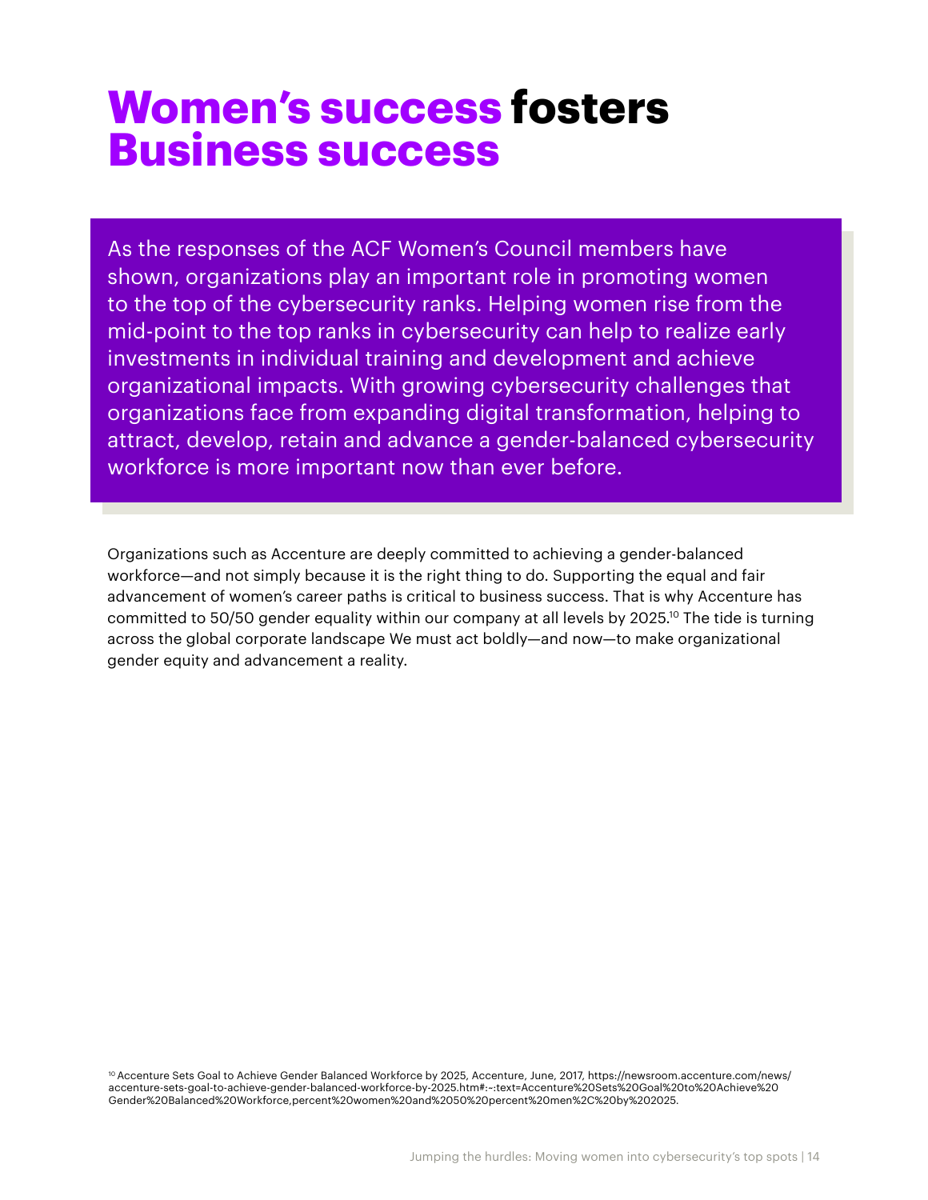# Women's success fosters Business success

As the responses of the ACF Women's Council members have shown, organizations play an important role in promoting women to the top of the cybersecurity ranks. Helping women rise from the mid-point to the top ranks in cybersecurity can help to realize early investments in individual training and development and achieve organizational impacts. With growing cybersecurity challenges that organizations face from expanding digital transformation, helping to attract, develop, retain and advance a gender-balanced cybersecurity workforce is more important now than ever before.

Organizations such as Accenture are deeply committed to achieving a gender-balanced workforce—and not simply because it is the right thing to do. Supporting the equal and fair advancement of women's career paths is critical to business success. That is why Accenture has committed to 50/50 gender equality within our company at all levels by 2025.[10] The tide is turning across the global corporate landscape We must act boldly—and now—to make organizational gender equity and advancement a reality.

[10] Accenture Sets Goal to Achieve Gender Balanced Workforce by 2025, Accenture, June, 2017, https://newsroom.accenture.com/news/accenture-sets-goal-to-achieve-gender-balanced-workforce-by-2025.htm#:~:text=Accenture%20Sets%20Goal%20to%20Achieve%20Gender%20Balanced%20Workforce,percent%20women%20and%2050%20percent%20men%2C%20by%202025.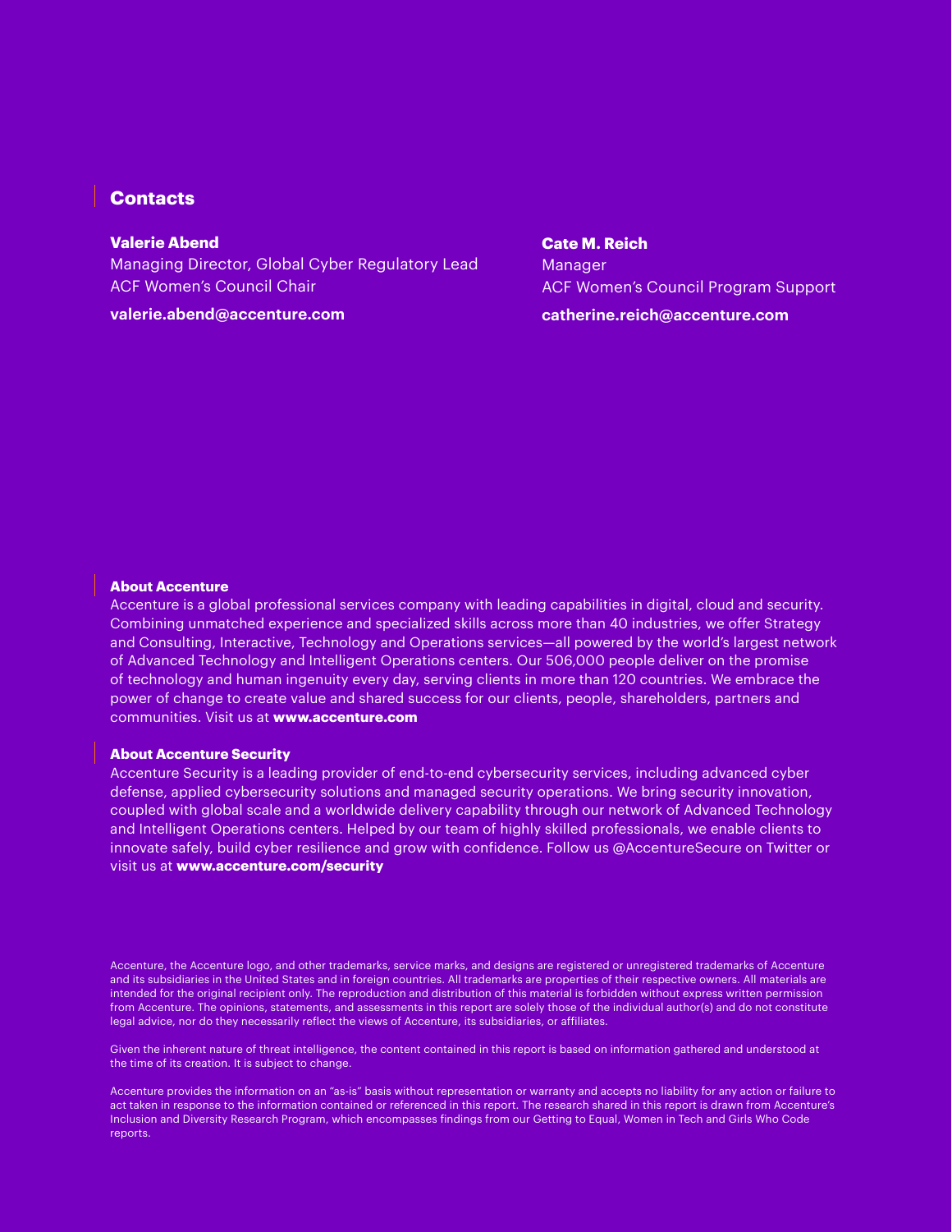## Contacts

**Valerie Abend**
Managing Director, Global Cyber Regulatory Lead
ACF Women's Council Chair

**valerie.abend@accenture.com**

**Cate M. Reich**
Manager
ACF Women's Council Program Support

**catherine.reich@accenture.com**

### About Accenture

Accenture is a global professional services company with leading capabilities in digital, cloud and security. Combining unmatched experience and specialized skills across more than 40 industries, we offer Strategy and Consulting, Interactive, Technology and Operations services—all powered by the world's largest network of Advanced Technology and Intelligent Operations centers. Our 506,000 people deliver on the promise of technology and human ingenuity every day, serving clients in more than 120 countries. We embrace the power of change to create value and shared success for our clients, people, shareholders, partners and communities. Visit us at **www.accenture.com**

### About Accenture Security

Accenture Security is a leading provider of end-to-end cybersecurity services, including advanced cyber defense, applied cybersecurity solutions and managed security operations. We bring security innovation, coupled with global scale and a worldwide delivery capability through our network of Advanced Technology and Intelligent Operations centers. Helped by our team of highly skilled professionals, we enable clients to innovate safely, build cyber resilience and grow with confidence. Follow us @AccentureSecure on Twitter or visit us at **www.accenture.com/security**

Accenture, the Accenture logo, and other trademarks, service marks, and designs are registered or unregistered trademarks of Accenture and its subsidiaries in the United States and in foreign countries. All trademarks are properties of their respective owners. All materials are intended for the original recipient only. The reproduction and distribution of this material is forbidden without express written permission from Accenture. The opinions, statements, and assessments in this report are solely those of the individual author(s) and do not constitute legal advice, nor do they necessarily reflect the views of Accenture, its subsidiaries, or affiliates.

Given the inherent nature of threat intelligence, the content contained in this report is based on information gathered and understood at the time of its creation. It is subject to change.

Accenture provides the information on an "as-is" basis without representation or warranty and accepts no liability for any action or failure to act taken in response to the information contained or referenced in this report. The research shared in this report is drawn from Accenture's Inclusion and Diversity Research Program, which encompasses findings from our Getting to Equal, Women in Tech and Girls Who Code reports.